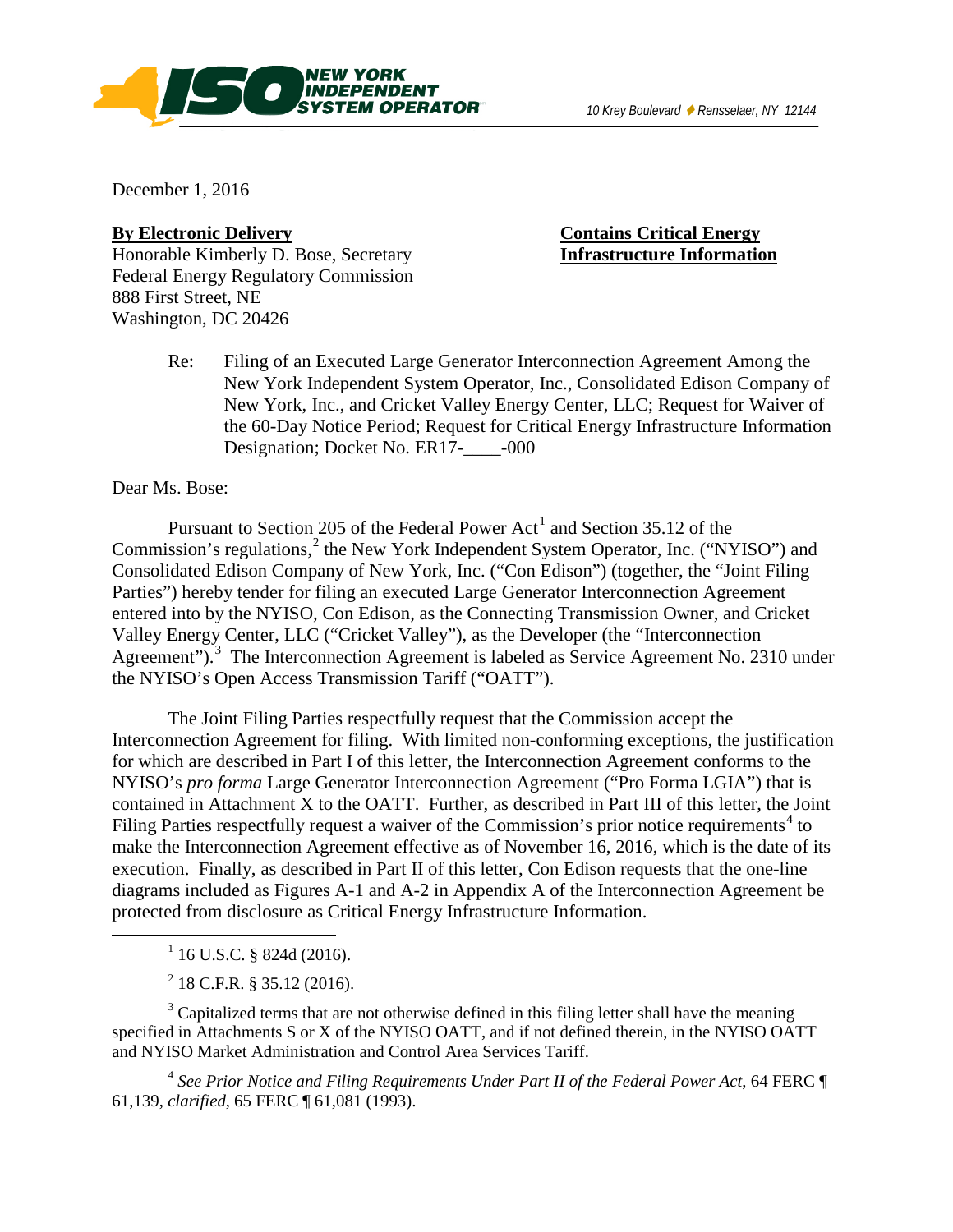NEW YORK INDEPENDENT SYSTEM OPERATOR

*10 Krey Boulevard ♦ Rensselaer, NY 12144*

December 1, 2016

**By Electronic Delivery**
Honorable Kimberly D. Bose, Secretary
Federal Energy Regulatory Commission
888 First Street, NE
Washington, DC 20426

**Contains Critical Energy Infrastructure Information**

Re: Filing of an Executed Large Generator Interconnection Agreement Among the New York Independent System Operator, Inc., Consolidated Edison Company of New York, Inc., and Cricket Valley Energy Center, LLC; Request for Waiver of the 60-Day Notice Period; Request for Critical Energy Infrastructure Information Designation; Docket No. ER17-____-000

Dear Ms. Bose:

Pursuant to Section 205 of the Federal Power Act[1] and Section 35.12 of the Commission's regulations,[2] the New York Independent System Operator, Inc. ("NYISO") and Consolidated Edison Company of New York, Inc. ("Con Edison") (together, the "Joint Filing Parties") hereby tender for filing an executed Large Generator Interconnection Agreement entered into by the NYISO, Con Edison, as the Connecting Transmission Owner, and Cricket Valley Energy Center, LLC ("Cricket Valley"), as the Developer (the "Interconnection Agreement").[3] The Interconnection Agreement is labeled as Service Agreement No. 2310 under the NYISO's Open Access Transmission Tariff ("OATT").

The Joint Filing Parties respectfully request that the Commission accept the Interconnection Agreement for filing. With limited non-conforming exceptions, the justification for which are described in Part I of this letter, the Interconnection Agreement conforms to the NYISO's *pro forma* Large Generator Interconnection Agreement ("Pro Forma LGIA") that is contained in Attachment X to the OATT. Further, as described in Part III of this letter, the Joint Filing Parties respectfully request a waiver of the Commission's prior notice requirements[4] to make the Interconnection Agreement effective as of November 16, 2016, which is the date of its execution. Finally, as described in Part II of this letter, Con Edison requests that the one-line diagrams included as Figures A-1 and A-2 in Appendix A of the Interconnection Agreement be protected from disclosure as Critical Energy Infrastructure Information.

---

[1] 16 U.S.C. § 824d (2016).

[2] 18 C.F.R. § 35.12 (2016).

[3] Capitalized terms that are not otherwise defined in this filing letter shall have the meaning specified in Attachments S or X of the NYISO OATT, and if not defined therein, in the NYISO OATT and NYISO Market Administration and Control Area Services Tariff.

[4] *See Prior Notice and Filing Requirements Under Part II of the Federal Power Act*, 64 FERC ¶ 61,139, *clarified*, 65 FERC ¶ 61,081 (1993).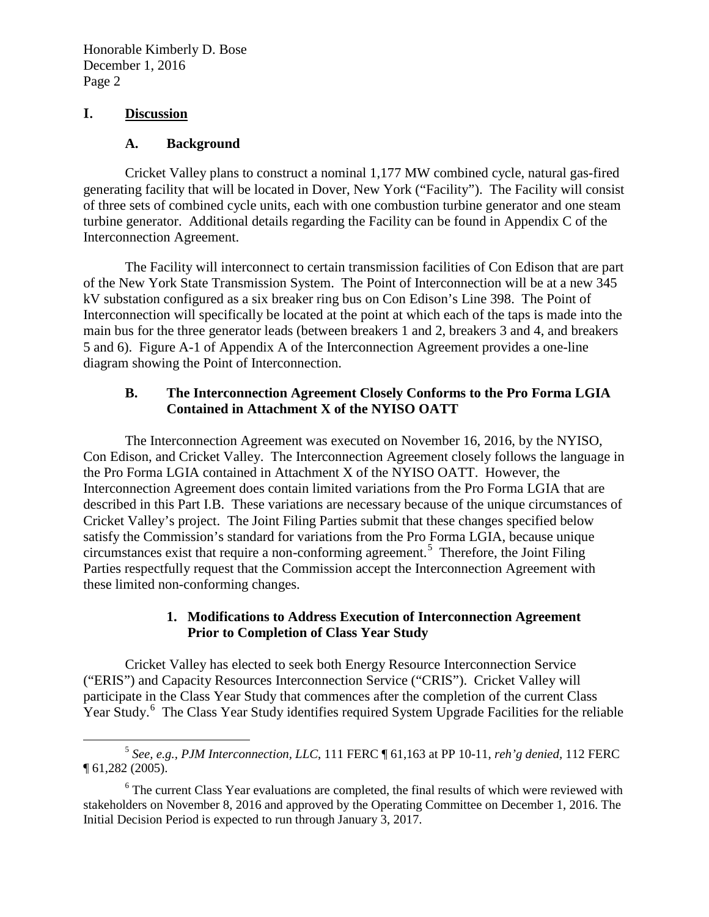## I. Discussion

### A. Background

Cricket Valley plans to construct a nominal 1,177 MW combined cycle, natural gas-fired generating facility that will be located in Dover, New York ("Facility"). The Facility will consist of three sets of combined cycle units, each with one combustion turbine generator and one steam turbine generator. Additional details regarding the Facility can be found in Appendix C of the Interconnection Agreement.

The Facility will interconnect to certain transmission facilities of Con Edison that are part of the New York State Transmission System. The Point of Interconnection will be at a new 345 kV substation configured as a six breaker ring bus on Con Edison's Line 398. The Point of Interconnection will specifically be located at the point at which each of the taps is made into the main bus for the three generator leads (between breakers 1 and 2, breakers 3 and 4, and breakers 5 and 6). Figure A-1 of Appendix A of the Interconnection Agreement provides a one-line diagram showing the Point of Interconnection.

### B. The Interconnection Agreement Closely Conforms to the Pro Forma LGIA Contained in Attachment X of the NYISO OATT

The Interconnection Agreement was executed on November 16, 2016, by the NYISO, Con Edison, and Cricket Valley. The Interconnection Agreement closely follows the language in the Pro Forma LGIA contained in Attachment X of the NYISO OATT. However, the Interconnection Agreement does contain limited variations from the Pro Forma LGIA that are described in this Part I.B. These variations are necessary because of the unique circumstances of Cricket Valley's project. The Joint Filing Parties submit that these changes specified below satisfy the Commission's standard for variations from the Pro Forma LGIA, because unique circumstances exist that require a non-conforming agreement.[5] Therefore, the Joint Filing Parties respectfully request that the Commission accept the Interconnection Agreement with these limited non-conforming changes.

#### 1. Modifications to Address Execution of Interconnection Agreement Prior to Completion of Class Year Study

Cricket Valley has elected to seek both Energy Resource Interconnection Service ("ERIS") and Capacity Resources Interconnection Service ("CRIS"). Cricket Valley will participate in the Class Year Study that commences after the completion of the current Class Year Study.[6] The Class Year Study identifies required System Upgrade Facilities for the reliable

---

[5] *See, e.g., PJM Interconnection, LLC*, 111 FERC ¶ 61,163 at PP 10-11, *reh'g denied*, 112 FERC ¶ 61,282 (2005).

[6] The current Class Year evaluations are completed, the final results of which were reviewed with stakeholders on November 8, 2016 and approved by the Operating Committee on December 1, 2016. The Initial Decision Period is expected to run through January 3, 2017.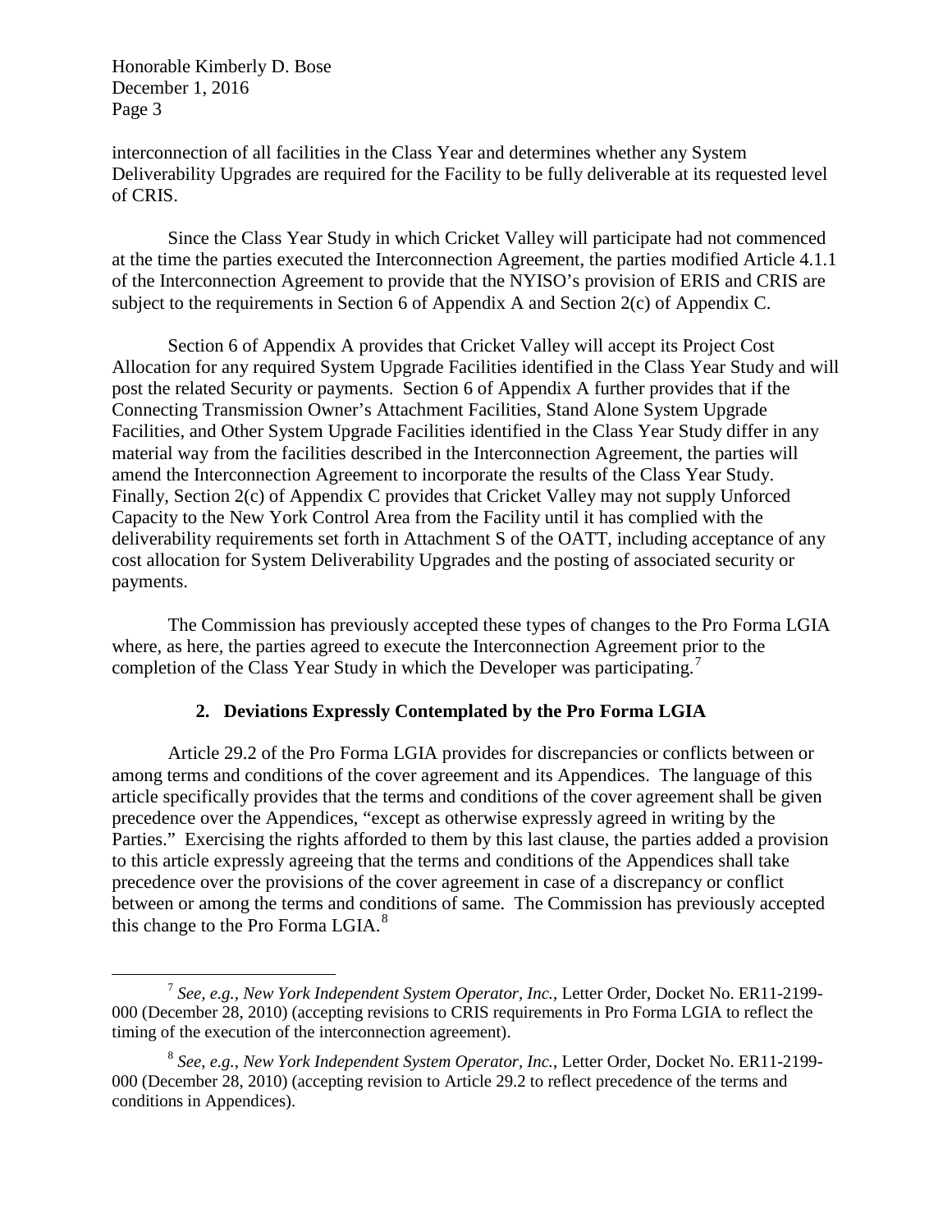interconnection of all facilities in the Class Year and determines whether any System Deliverability Upgrades are required for the Facility to be fully deliverable at its requested level of CRIS.

Since the Class Year Study in which Cricket Valley will participate had not commenced at the time the parties executed the Interconnection Agreement, the parties modified Article 4.1.1 of the Interconnection Agreement to provide that the NYISO's provision of ERIS and CRIS are subject to the requirements in Section 6 of Appendix A and Section 2(c) of Appendix C.

Section 6 of Appendix A provides that Cricket Valley will accept its Project Cost Allocation for any required System Upgrade Facilities identified in the Class Year Study and will post the related Security or payments. Section 6 of Appendix A further provides that if the Connecting Transmission Owner's Attachment Facilities, Stand Alone System Upgrade Facilities, and Other System Upgrade Facilities identified in the Class Year Study differ in any material way from the facilities described in the Interconnection Agreement, the parties will amend the Interconnection Agreement to incorporate the results of the Class Year Study. Finally, Section 2(c) of Appendix C provides that Cricket Valley may not supply Unforced Capacity to the New York Control Area from the Facility until it has complied with the deliverability requirements set forth in Attachment S of the OATT, including acceptance of any cost allocation for System Deliverability Upgrades and the posting of associated security or payments.

The Commission has previously accepted these types of changes to the Pro Forma LGIA where, as here, the parties agreed to execute the Interconnection Agreement prior to the completion of the Class Year Study in which the Developer was participating.[7]

## 2. Deviations Expressly Contemplated by the Pro Forma LGIA

Article 29.2 of the Pro Forma LGIA provides for discrepancies or conflicts between or among terms and conditions of the cover agreement and its Appendices. The language of this article specifically provides that the terms and conditions of the cover agreement shall be given precedence over the Appendices, "except as otherwise expressly agreed in writing by the Parties." Exercising the rights afforded to them by this last clause, the parties added a provision to this article expressly agreeing that the terms and conditions of the Appendices shall take precedence over the provisions of the cover agreement in case of a discrepancy or conflict between or among the terms and conditions of same. The Commission has previously accepted this change to the Pro Forma LGIA.[8]

---

[7] *See, e.g., New York Independent System Operator, Inc.*, Letter Order, Docket No. ER11-2199-000 (December 28, 2010) (accepting revisions to CRIS requirements in Pro Forma LGIA to reflect the timing of the execution of the interconnection agreement).

[8] *See, e.g., New York Independent System Operator, Inc.*, Letter Order, Docket No. ER11-2199-000 (December 28, 2010) (accepting revision to Article 29.2 to reflect precedence of the terms and conditions in Appendices).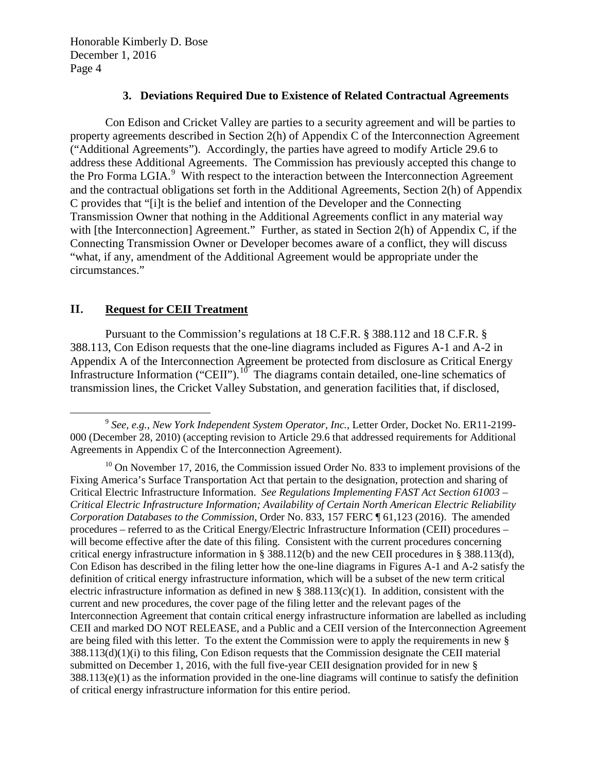### 3. Deviations Required Due to Existence of Related Contractual Agreements

Con Edison and Cricket Valley are parties to a security agreement and will be parties to property agreements described in Section 2(h) of Appendix C of the Interconnection Agreement ("Additional Agreements"). Accordingly, the parties have agreed to modify Article 29.6 to address these Additional Agreements. The Commission has previously accepted this change to the Pro Forma LGIA.[9] With respect to the interaction between the Interconnection Agreement and the contractual obligations set forth in the Additional Agreements, Section 2(h) of Appendix C provides that "[i]t is the belief and intention of the Developer and the Connecting Transmission Owner that nothing in the Additional Agreements conflict in any material way with [the Interconnection] Agreement." Further, as stated in Section 2(h) of Appendix C, if the Connecting Transmission Owner or Developer becomes aware of a conflict, they will discuss "what, if any, amendment of the Additional Agreement would be appropriate under the circumstances."

## II. <u>Request for CEII Treatment</u>

Pursuant to the Commission's regulations at 18 C.F.R. § 388.112 and 18 C.F.R. § 388.113, Con Edison requests that the one-line diagrams included as Figures A-1 and A-2 in Appendix A of the Interconnection Agreement be protected from disclosure as Critical Energy Infrastructure Information ("CEII").[10] The diagrams contain detailed, one-line schematics of transmission lines, the Cricket Valley Substation, and generation facilities that, if disclosed,

---

[9] *See, e.g., New York Independent System Operator, Inc.*, Letter Order, Docket No. ER11-2199-000 (December 28, 2010) (accepting revision to Article 29.6 that addressed requirements for Additional Agreements in Appendix C of the Interconnection Agreement).

[10] On November 17, 2016, the Commission issued Order No. 833 to implement provisions of the Fixing America's Surface Transportation Act that pertain to the designation, protection and sharing of Critical Electric Infrastructure Information. *See Regulations Implementing FAST Act Section 61003 – Critical Electric Infrastructure Information; Availability of Certain North American Electric Reliability Corporation Databases to the Commission*, Order No. 833, 157 FERC ¶ 61,123 (2016). The amended procedures – referred to as the Critical Energy/Electric Infrastructure Information (CEII) procedures – will become effective after the date of this filing. Consistent with the current procedures concerning critical energy infrastructure information in § 388.112(b) and the new CEII procedures in § 388.113(d), Con Edison has described in the filing letter how the one-line diagrams in Figures A-1 and A-2 satisfy the definition of critical energy infrastructure information, which will be a subset of the new term critical electric infrastructure information as defined in new § 388.113(c)(1). In addition, consistent with the current and new procedures, the cover page of the filing letter and the relevant pages of the Interconnection Agreement that contain critical energy infrastructure information are labelled as including CEII and marked DO NOT RELEASE, and a Public and a CEII version of the Interconnection Agreement are being filed with this letter. To the extent the Commission were to apply the requirements in new § 388.113(d)(1)(i) to this filing, Con Edison requests that the Commission designate the CEII material submitted on December 1, 2016, with the full five-year CEII designation provided for in new § 388.113(e)(1) as the information provided in the one-line diagrams will continue to satisfy the definition of critical energy infrastructure information for this entire period.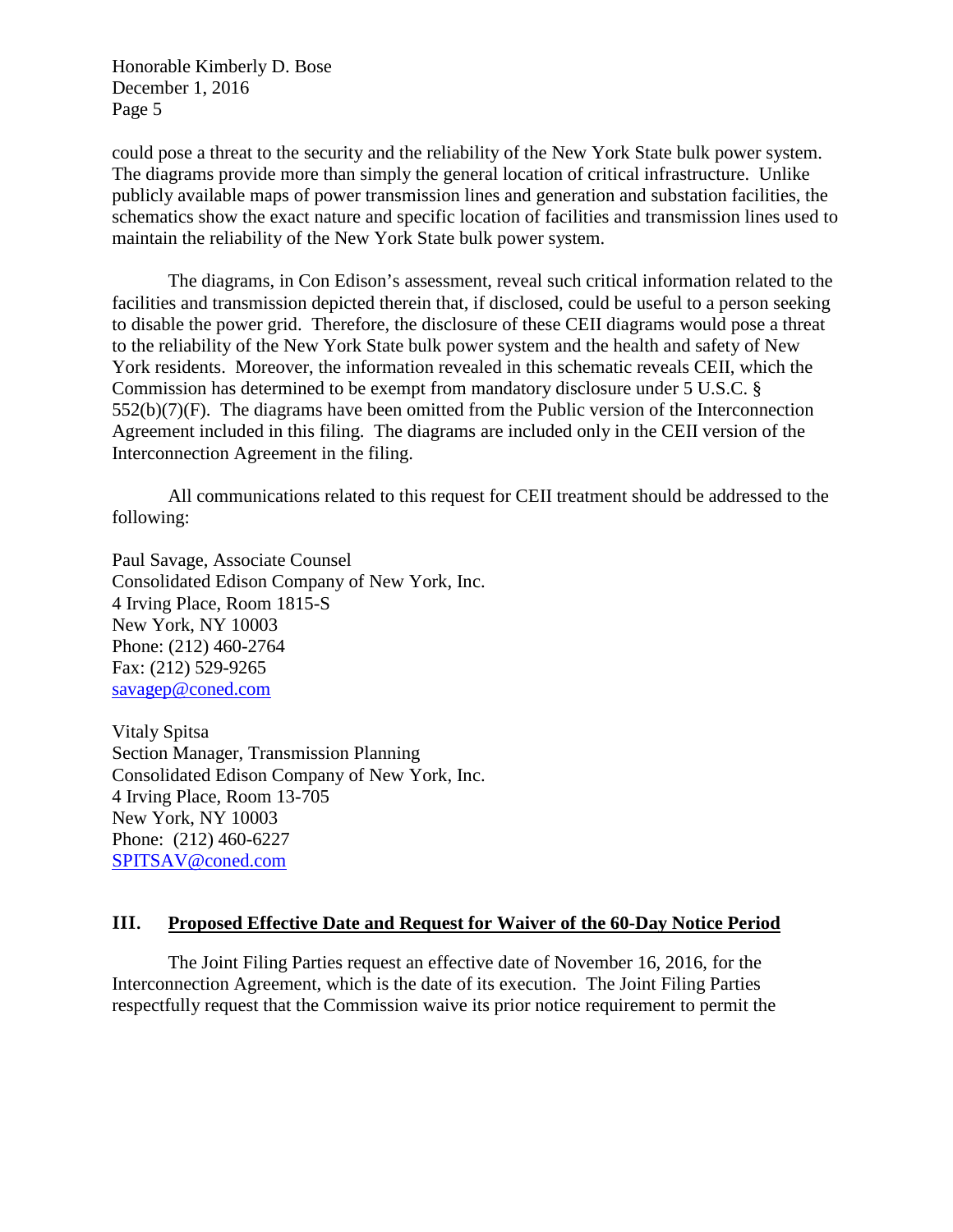could pose a threat to the security and the reliability of the New York State bulk power system. The diagrams provide more than simply the general location of critical infrastructure. Unlike publicly available maps of power transmission lines and generation and substation facilities, the schematics show the exact nature and specific location of facilities and transmission lines used to maintain the reliability of the New York State bulk power system.

The diagrams, in Con Edison's assessment, reveal such critical information related to the facilities and transmission depicted therein that, if disclosed, could be useful to a person seeking to disable the power grid. Therefore, the disclosure of these CEII diagrams would pose a threat to the reliability of the New York State bulk power system and the health and safety of New York residents. Moreover, the information revealed in this schematic reveals CEII, which the Commission has determined to be exempt from mandatory disclosure under 5 U.S.C. § 552(b)(7)(F). The diagrams have been omitted from the Public version of the Interconnection Agreement included in this filing. The diagrams are included only in the CEII version of the Interconnection Agreement in the filing.

All communications related to this request for CEII treatment should be addressed to the following:

Paul Savage, Associate Counsel
Consolidated Edison Company of New York, Inc.
4 Irving Place, Room 1815-S
New York, NY 10003
Phone: (212) 460-2764
Fax: (212) 529-9265
savagep@coned.com

Vitaly Spitsa
Section Manager, Transmission Planning
Consolidated Edison Company of New York, Inc.
4 Irving Place, Room 13-705
New York, NY 10003
Phone: (212) 460-6227
SPITSAV@coned.com

## III. Proposed Effective Date and Request for Waiver of the 60-Day Notice Period

The Joint Filing Parties request an effective date of November 16, 2016, for the Interconnection Agreement, which is the date of its execution. The Joint Filing Parties respectfully request that the Commission waive its prior notice requirement to permit the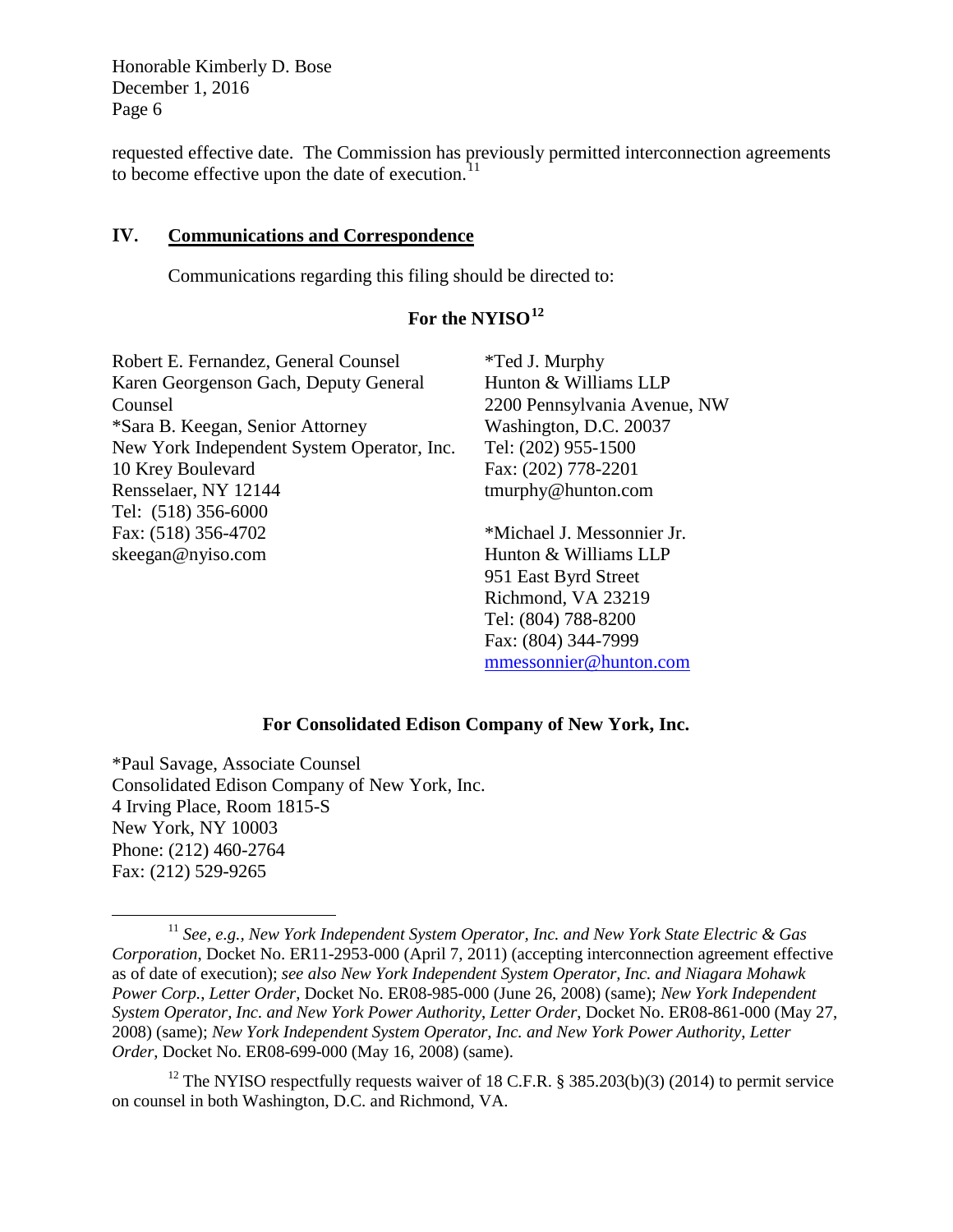requested effective date. The Commission has previously permitted interconnection agreements to become effective upon the date of execution.[11]

## IV. Communications and Correspondence

Communications regarding this filing should be directed to:

### For the NYISO[12]

Robert E. Fernandez, General Counsel
Karen Georgenson Gach, Deputy General Counsel
*Sara B. Keegan, Senior Attorney
New York Independent System Operator, Inc.
10 Krey Boulevard
Rensselaer, NY 12144
Tel: (518) 356-6000
Fax: (518) 356-4702
skeegan@nyiso.com

*Ted J. Murphy
Hunton & Williams LLP
2200 Pennsylvania Avenue, NW
Washington, D.C. 20037
Tel: (202) 955-1500
Fax: (202) 778-2201
tmurphy@hunton.com

*Michael J. Messonnier Jr.
Hunton & Williams LLP
951 East Byrd Street
Richmond, VA 23219
Tel: (804) 788-8200
Fax: (804) 344-7999
mmessonnier@hunton.com

### For Consolidated Edison Company of New York, Inc.

*Paul Savage, Associate Counsel
Consolidated Edison Company of New York, Inc.
4 Irving Place, Room 1815-S
New York, NY 10003
Phone: (212) 460-2764
Fax: (212) 529-9265

---

[11] *See, e.g.*, *New York Independent System Operator, Inc. and New York State Electric & Gas Corporation*, Docket No. ER11-2953-000 (April 7, 2011) (accepting interconnection agreement effective as of date of execution); *see also New York Independent System Operator, Inc. and Niagara Mohawk Power Corp.*, *Letter Order*, Docket No. ER08-985-000 (June 26, 2008) (same); *New York Independent System Operator, Inc. and New York Power Authority*, *Letter Order*, Docket No. ER08-861-000 (May 27, 2008) (same); *New York Independent System Operator, Inc. and New York Power Authority*, *Letter Order*, Docket No. ER08-699-000 (May 16, 2008) (same).

[12] The NYISO respectfully requests waiver of 18 C.F.R. § 385.203(b)(3) (2014) to permit service on counsel in both Washington, D.C. and Richmond, VA.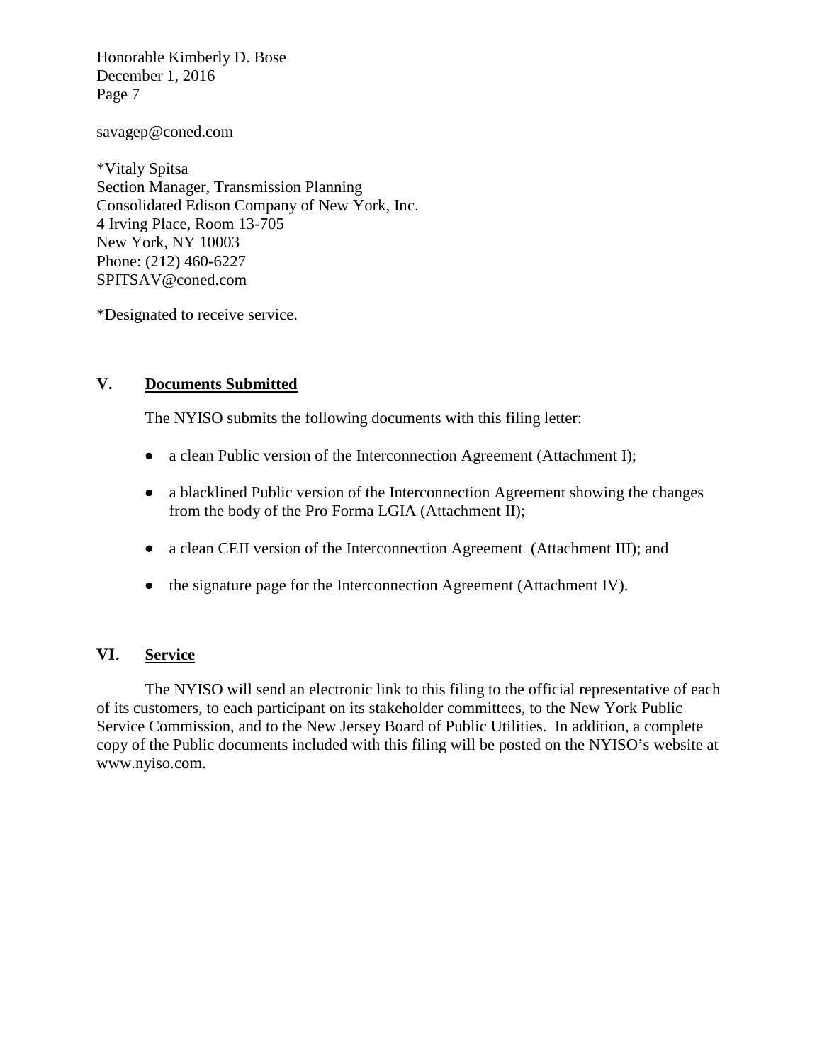savagep@coned.com

*Vitaly Spitsa
Section Manager, Transmission Planning
Consolidated Edison Company of New York, Inc.
4 Irving Place, Room 13-705
New York, NY 10003
Phone: (212) 460-6227
SPITSAV@coned.com

*Designated to receive service.

## V. Documents Submitted

The NYISO submits the following documents with this filing letter:

- a clean Public version of the Interconnection Agreement (Attachment I);
- a blacklined Public version of the Interconnection Agreement showing the changes from the body of the Pro Forma LGIA (Attachment II);
- a clean CEII version of the Interconnection Agreement (Attachment III); and
- the signature page for the Interconnection Agreement (Attachment IV).

## VI. Service

The NYISO will send an electronic link to this filing to the official representative of each of its customers, to each participant on its stakeholder committees, to the New York Public Service Commission, and to the New Jersey Board of Public Utilities. In addition, a complete copy of the Public documents included with this filing will be posted on the NYISO's website at www.nyiso.com.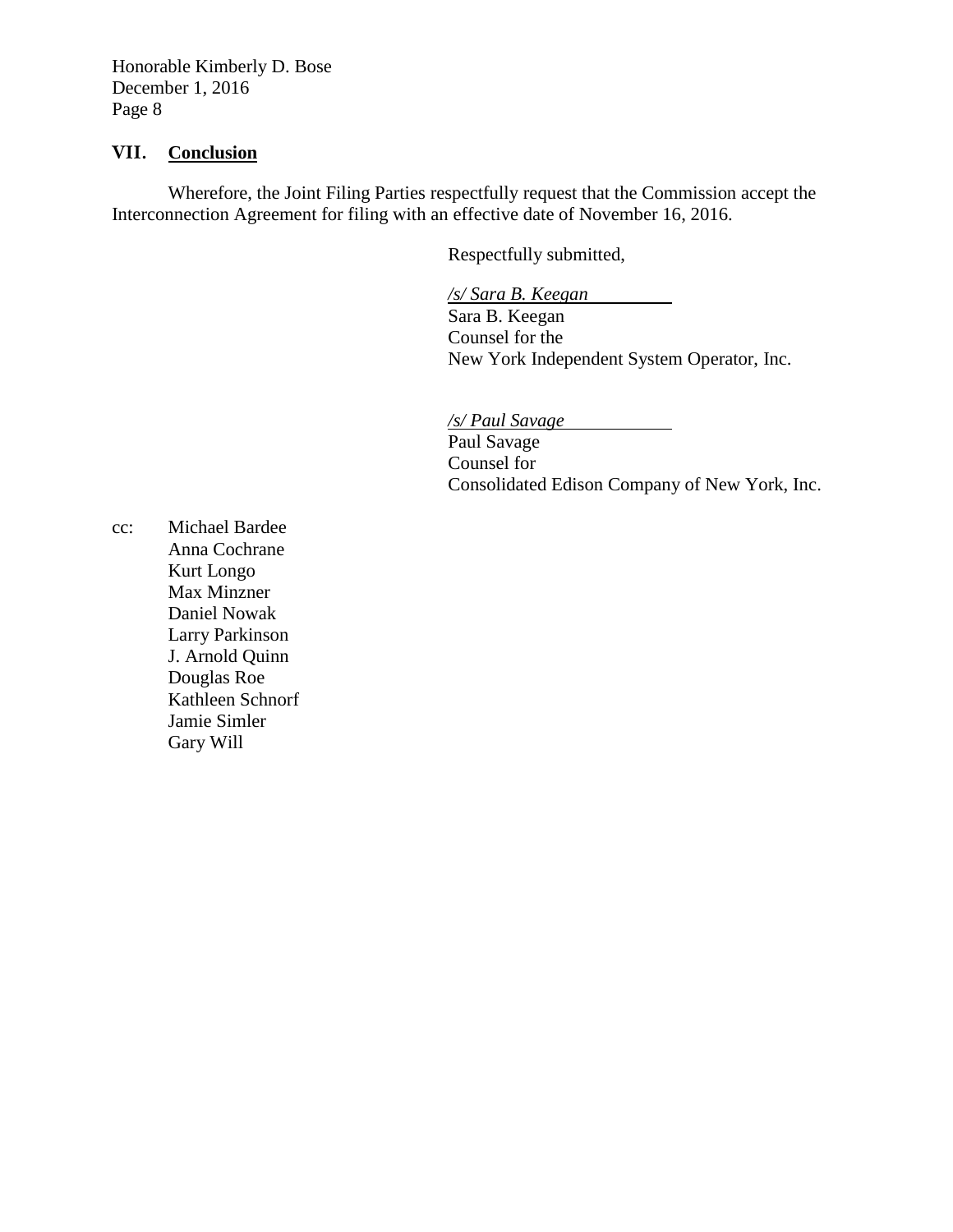## VII. Conclusion

Wherefore, the Joint Filing Parties respectfully request that the Commission accept the Interconnection Agreement for filing with an effective date of November 16, 2016.

Respectfully submitted,

*/s/ Sara B. Keegan*
Sara B. Keegan
Counsel for the
New York Independent System Operator, Inc.

*/s/ Paul Savage*
Paul Savage
Counsel for
Consolidated Edison Company of New York, Inc.

cc: Michael Bardee
Anna Cochrane
Kurt Longo
Max Minzner
Daniel Nowak
Larry Parkinson
J. Arnold Quinn
Douglas Roe
Kathleen Schnorf
Jamie Simler
Gary Will